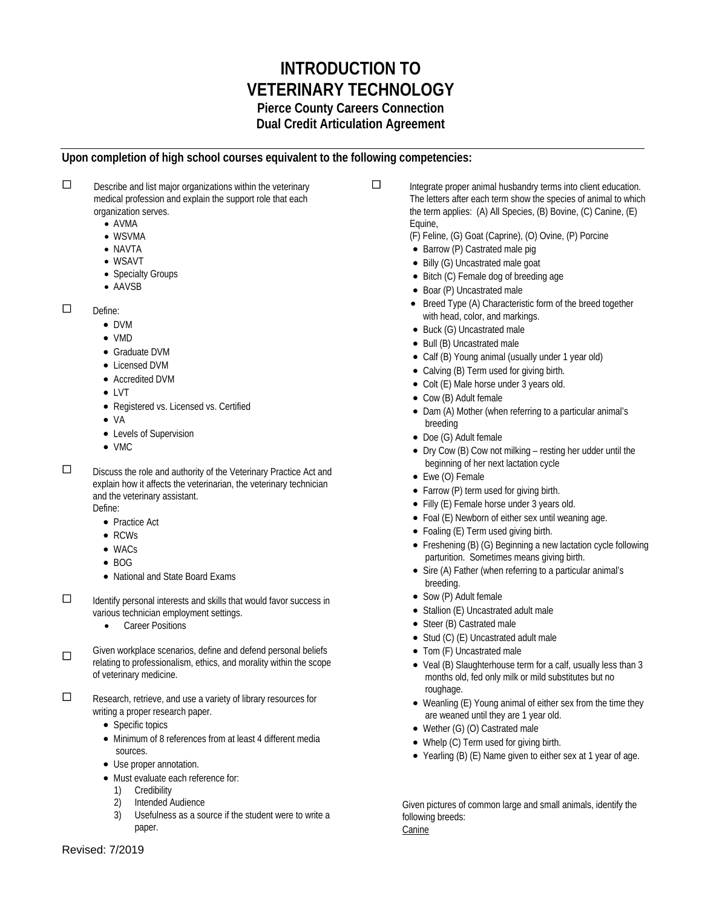# INTRODUCTION TO VETERINARY TECHNOLOGY

### Pierce County Careers Connection
### Dual Credit Articulation Agreement

**Upon completion of high school courses equivalent to the following competencies:**

☐ Describe and list major organizations within the veterinary medical profession and explain the support role that each organization serves.
- AVMA
- WSVMA
- NAVTA
- WSAVT
- Specialty Groups
- AAVSB

☐ Define:
- DVM
- VMD
- Graduate DVM
- Licensed DVM
- Accredited DVM
- LVT
- Registered vs. Licensed vs. Certified
- VA
- Levels of Supervision
- VMC

☐ Discuss the role and authority of the Veterinary Practice Act and explain how it affects the veterinarian, the veterinary technician and the veterinary assistant.
Define:
- Practice Act
- RCWs
- WACs
- BOG
- National and State Board Exams

☐ Identify personal interests and skills that would favor success in various technician employment settings.
- Career Positions

☐ Given workplace scenarios, define and defend personal beliefs relating to professionalism, ethics, and morality within the scope of veterinary medicine.

☐ Research, retrieve, and use a variety of library resources for writing a proper research paper.
- Specific topics
- Minimum of 8 references from at least 4 different media sources.
- Use proper annotation.
- Must evaluate each reference for:
  1) Credibility
  2) Intended Audience
  3) Usefulness as a source if the student were to write a paper.

☐ Integrate proper animal husbandry terms into client education. The letters after each term show the species of animal to which the term applies: (A) All Species, (B) Bovine, (C) Canine, (E) Equine,
(F) Feline, (G) Goat (Caprine), (O) Ovine, (P) Porcine
- Barrow (P) Castrated male pig
- Billy (G) Uncastrated male goat
- Bitch (C) Female dog of breeding age
- Boar (P) Uncastrated male
- Breed Type (A) Characteristic form of the breed together with head, color, and markings.
- Buck (G) Uncastrated male
- Bull (B) Uncastrated male
- Calf (B) Young animal (usually under 1 year old)
- Calving (B) Term used for giving birth.
- Colt (E) Male horse under 3 years old.
- Cow (B) Adult female
- Dam (A) Mother (when referring to a particular animal's breeding
- Doe (G) Adult female
- Dry Cow (B) Cow not milking – resting her udder until the beginning of her next lactation cycle
- Ewe (O) Female
- Farrow (P) term used for giving birth.
- Filly (E) Female horse under 3 years old.
- Foal (E) Newborn of either sex until weaning age.
- Foaling (E) Term used giving birth.
- Freshening (B) (G) Beginning a new lactation cycle following parturition. Sometimes means giving birth.
- Sire (A) Father (when referring to a particular animal's breeding.
- Sow (P) Adult female
- Stallion (E) Uncastrated adult male
- Steer (B) Castrated male
- Stud (C) (E) Uncastrated adult male
- Tom (F) Uncastrated male
- Veal (B) Slaughterhouse term for a calf, usually less than 3 months old, fed only milk or mild substitutes but no roughage.
- Weanling (E) Young animal of either sex from the time they are weaned until they are 1 year old.
- Wether (G) (O) Castrated male
- Whelp (C) Term used for giving birth.
- Yearling (B) (E) Name given to either sex at 1 year of age.

Given pictures of common large and small animals, identify the following breeds:
<u>Canine</u>

Revised: 7/2019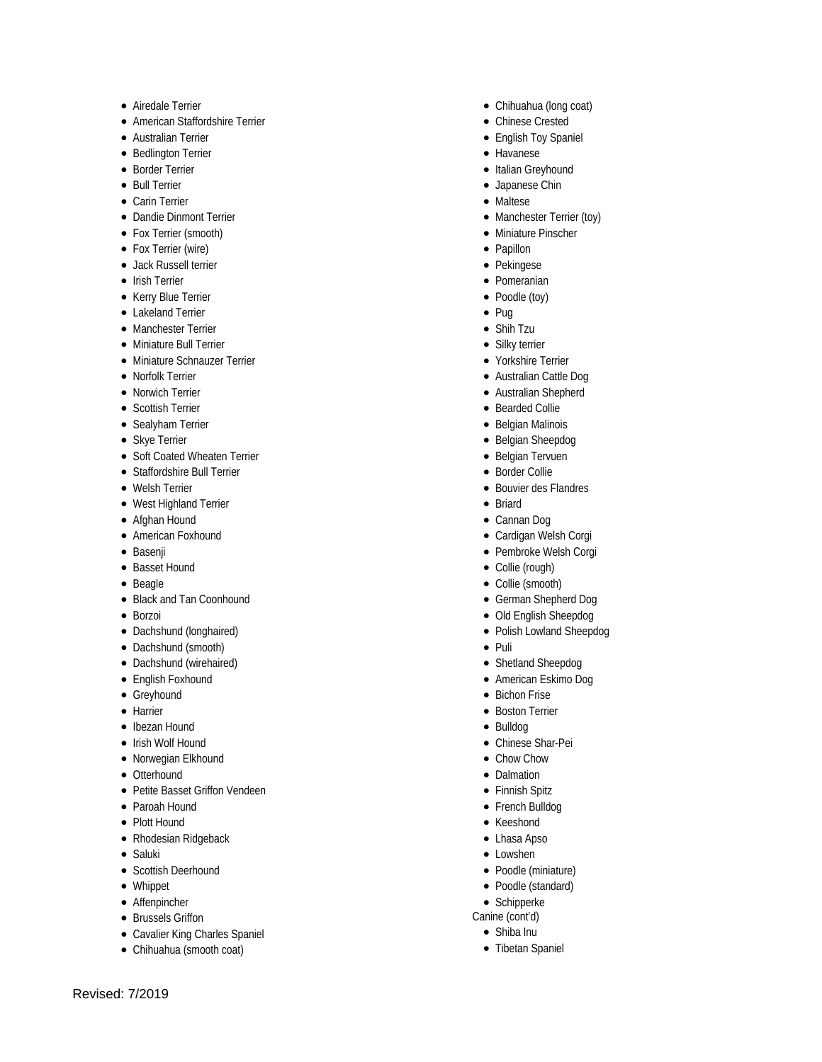- Airedale Terrier
- American Staffordshire Terrier
- Australian Terrier
- Bedlington Terrier
- Border Terrier
- Bull Terrier
- Carin Terrier
- Dandie Dinmont Terrier
- Fox Terrier (smooth)
- Fox Terrier (wire)
- Jack Russell terrier
- Irish Terrier
- Kerry Blue Terrier
- Lakeland Terrier
- Manchester Terrier
- Miniature Bull Terrier
- Miniature Schnauzer Terrier
- Norfolk Terrier
- Norwich Terrier
- Scottish Terrier
- Sealyham Terrier
- Skye Terrier
- Soft Coated Wheaten Terrier
- Staffordshire Bull Terrier
- Welsh Terrier
- West Highland Terrier
- Afghan Hound
- American Foxhound
- Basenji
- Basset Hound
- Beagle
- Black and Tan Coonhound
- Borzoi
- Dachshund (longhaired)
- Dachshund (smooth)
- Dachshund (wirehaired)
- English Foxhound
- Greyhound
- Harrier
- Ibezan Hound
- Irish Wolf Hound
- Norwegian Elkhound
- Otterhound
- Petite Basset Griffon Vendeen
- Paroah Hound
- Plott Hound
- Rhodesian Ridgeback
- Saluki
- Scottish Deerhound
- Whippet
- Affenpincher
- Brussels Griffon
- Cavalier King Charles Spaniel
- Chihuahua (smooth coat)
- Chihuahua (long coat)
- Chinese Crested
- English Toy Spaniel
- Havanese
- Italian Greyhound
- Japanese Chin
- Maltese
- Manchester Terrier (toy)
- Miniature Pinscher
- Papillon
- Pekingese
- Pomeranian
- Poodle (toy)
- Pug
- Shih Tzu
- Silky terrier
- Yorkshire Terrier
- Australian Cattle Dog
- Australian Shepherd
- Bearded Collie
- Belgian Malinois
- Belgian Sheepdog
- Belgian Tervuen
- Border Collie
- Bouvier des Flandres
- Briard
- Cannan Dog
- Cardigan Welsh Corgi
- Pembroke Welsh Corgi
- Collie (rough)
- Collie (smooth)
- German Shepherd Dog
- Old English Sheepdog
- Polish Lowland Sheepdog
- Puli
- Shetland Sheepdog
- American Eskimo Dog
- Bichon Frise
- Boston Terrier
- Bulldog
- Chinese Shar-Pei
- Chow Chow
- Dalmation
- Finnish Spitz
- French Bulldog
- Keeshond
- Lhasa Apso
- Lowshen
- Poodle (miniature)
- Poodle (standard)
- Schipperke

Canine (cont'd)

- Shiba Inu
- Tibetan Spaniel

Revised: 7/2019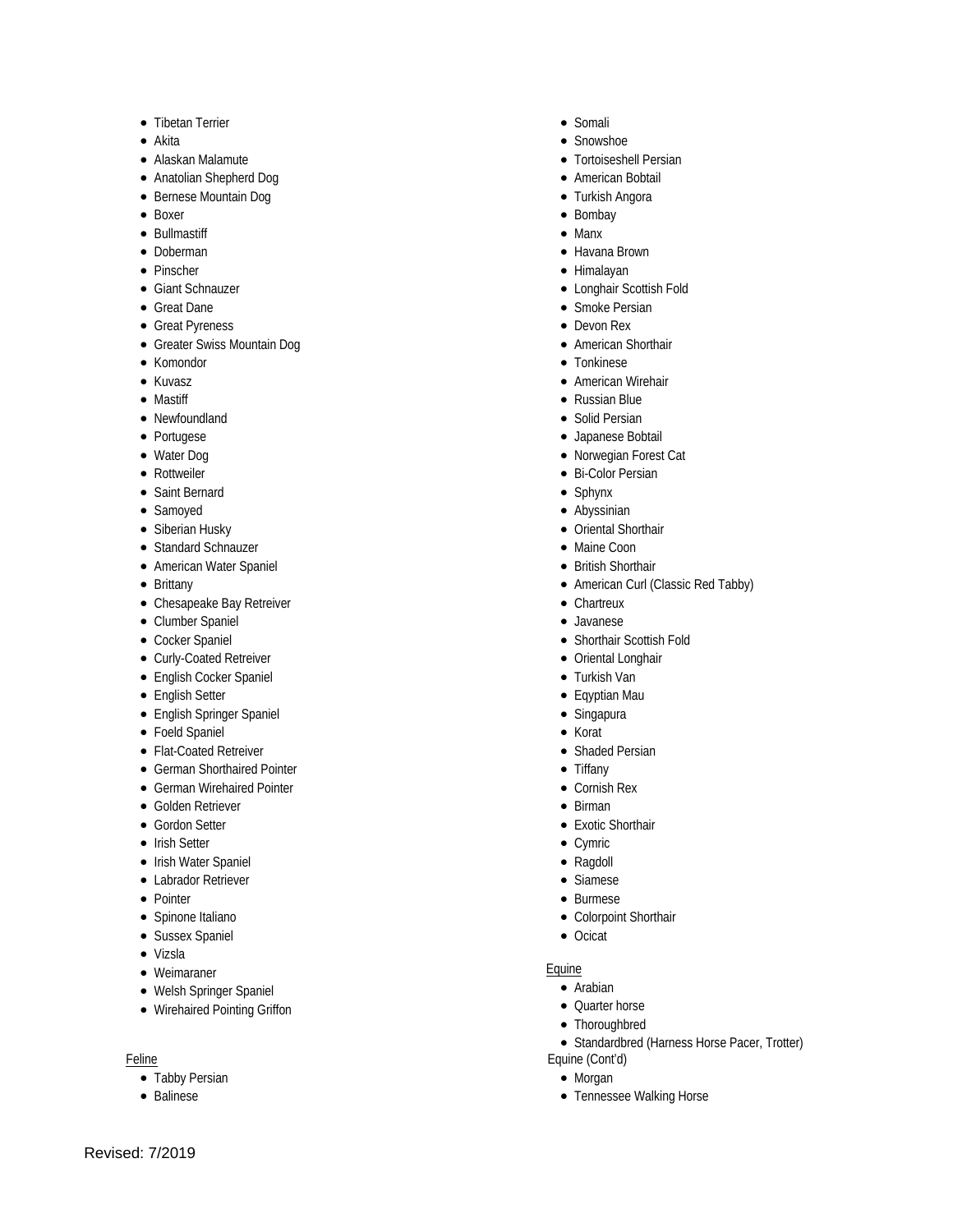- Tibetan Terrier
- Akita
- Alaskan Malamute
- Anatolian Shepherd Dog
- Bernese Mountain Dog
- Boxer
- Bullmastiff
- Doberman
- Pinscher
- Giant Schnauzer
- Great Dane
- Great Pyreness
- Greater Swiss Mountain Dog
- Komondor
- Kuvasz
- Mastiff
- Newfoundland
- Portugese
- Water Dog
- Rottweiler
- Saint Bernard
- Samoyed
- Siberian Husky
- Standard Schnauzer
- American Water Spaniel
- Brittany
- Chesapeake Bay Retreiver
- Clumber Spaniel
- Cocker Spaniel
- Curly-Coated Retreiver
- English Cocker Spaniel
- English Setter
- English Springer Spaniel
- Foeld Spaniel
- Flat-Coated Retreiver
- German Shorthaired Pointer
- German Wirehaired Pointer
- Golden Retriever
- Gordon Setter
- Irish Setter
- Irish Water Spaniel
- Labrador Retreiver
- Pointer
- Spinone Italiano
- Sussex Spaniel
- Vizsla
- Weimaraner
- Welsh Springer Spaniel
- Wirehaired Pointing Griffon

<u>Feline</u>

- Tabby Persian
- Balinese
- Somali
- Snowshoe
- Tortoiseshell Persian
- American Bobtail
- Turkish Angora
- Bombay
- Manx
- Havana Brown
- Himalayan
- Longhair Scottish Fold
- Smoke Persian
- Devon Rex
- American Shorthair
- Tonkinese
- American Wirehair
- Russian Blue
- Solid Persian
- Japanese Bobtail
- Norwegian Forest Cat
- Bi-Color Persian
- Sphynx
- Abyssinian
- Oriental Shorthair
- Maine Coon
- British Shorthair
- American Curl (Classic Red Tabby)
- Chartreux
- Javanese
- Shorthair Scottish Fold
- Oriental Longhair
- Turkish Van
- Eqyptian Mau
- Singapura
- Korat
- Shaded Persian
- Tiffany
- Cornish Rex
- Birman
- Exotic Shorthair
- Cymric
- Ragdoll
- Siamese
- Burmese
- Colorpoint Shorthair
- Ocicat

<u>Equine</u>

- Arabian
- Quarter horse
- Thoroughbred
- Standardbred (Harness Horse Pacer, Trotter)

Equine (Cont'd)

- Morgan
- Tennessee Walking Horse

Revised: 7/2019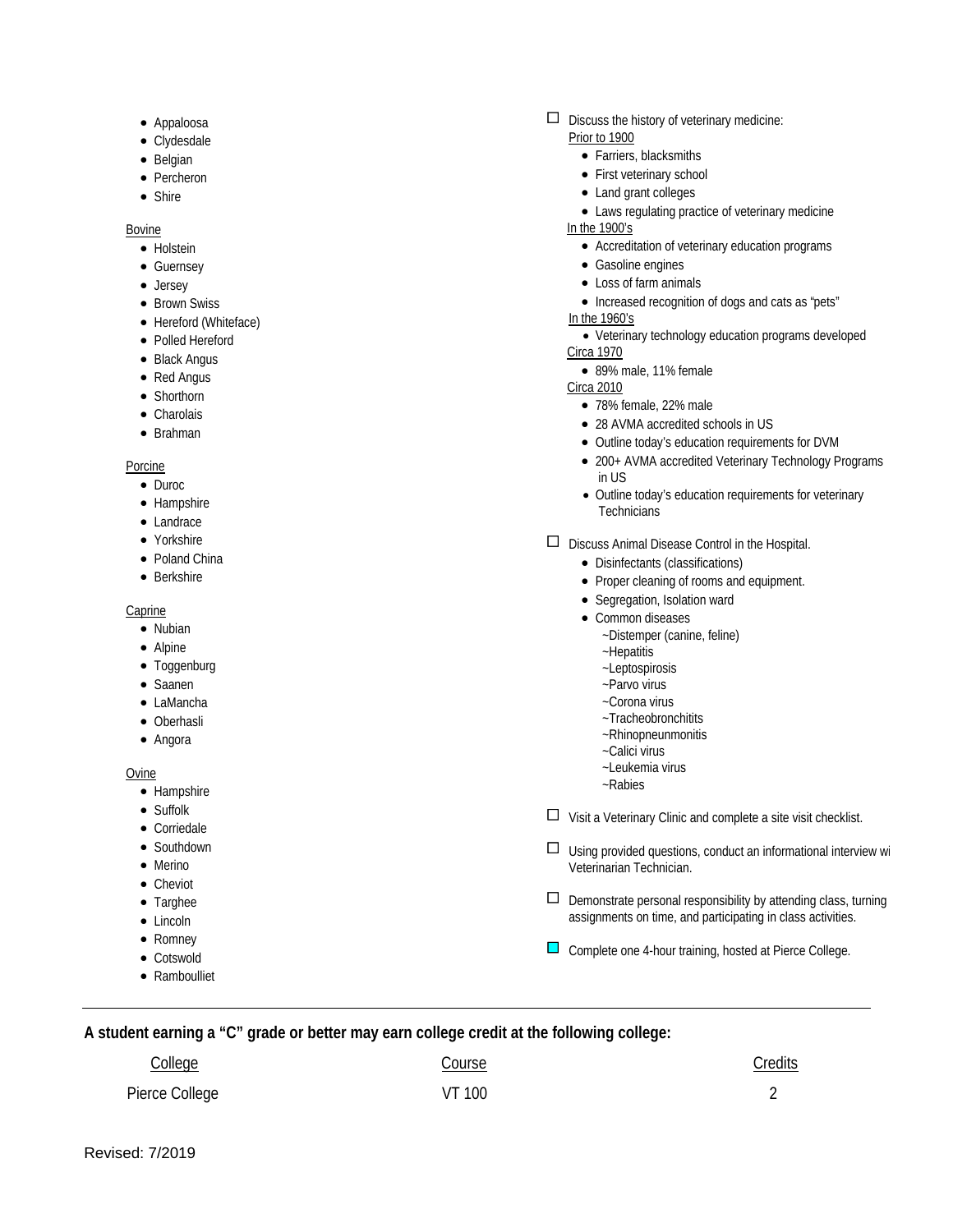- Appaloosa
- Clydesdale
- Belgian
- Percheron
- Shire

Bovine

- Holstein
- Guernsey
- Jersey
- Brown Swiss
- Hereford (Whiteface)
- Polled Hereford
- Black Angus
- Red Angus
- Shorthorn
- Charolais
- Brahman

Porcine

- Duroc
- Hampshire
- Landrace
- Yorkshire
- Poland China
- Berkshire

Caprine

- Nubian
- Alpine
- Toggenburg
- Saanen
- LaMancha
- Oberhasli
- Angora

Ovine

- Hampshire
- Suffolk
- Corriedale
- Southdown
- Merino
- Cheviot
- Targhee
- Lincoln
- Romney
- Cotswold
- Ramboulliet

☐ Discuss the history of veterinary medicine:

Prior to 1900

- Farriers, blacksmiths
- First veterinary school
- Land grant colleges
- Laws regulating practice of veterinary medicine

In the 1900's

- Accreditation of veterinary education programs
- Gasoline engines
- Loss of farm animals
- Increased recognition of dogs and cats as "pets"

In the 1960's

- Veterinary technology education programs developed

Circa 1970

- 89% male, 11% female

Circa 2010

- 78% female, 22% male
- 28 AVMA accredited schools in US
- Outline today's education requirements for DVM
- 200+ AVMA accredited Veterinary Technology Programs in US
- Outline today's education requirements for veterinary Technicians

☐ Discuss Animal Disease Control in the Hospital.

- Disinfectants (classifications)
- Proper cleaning of rooms and equipment.
- Segregation, Isolation ward
- Common diseases
  - ~Distemper (canine, feline)
  - ~Hepatitis
  - ~Leptospirosis
  - ~Parvo virus
  - ~Corona virus
  - ~Tracheobronchitits
  - ~Rhinopneunmonitis
  - ~Calici virus
  - ~Leukemia virus
  - ~Rabies

☐ Visit a Veterinary Clinic and complete a site visit checklist.

☐ Using provided questions, conduct an informational interview wi Veterinarian Technician.

☐ Demonstrate personal responsibility by attending class, turning assignments on time, and participating in class activities.

☐ Complete one 4-hour training, hosted at Pierce College.

---

**A student earning a "C" grade or better may earn college credit at the following college:**

| College | Course | Credits |
|---|---|---|
| Pierce College | VT 100 | 2 |

Revised: 7/2019